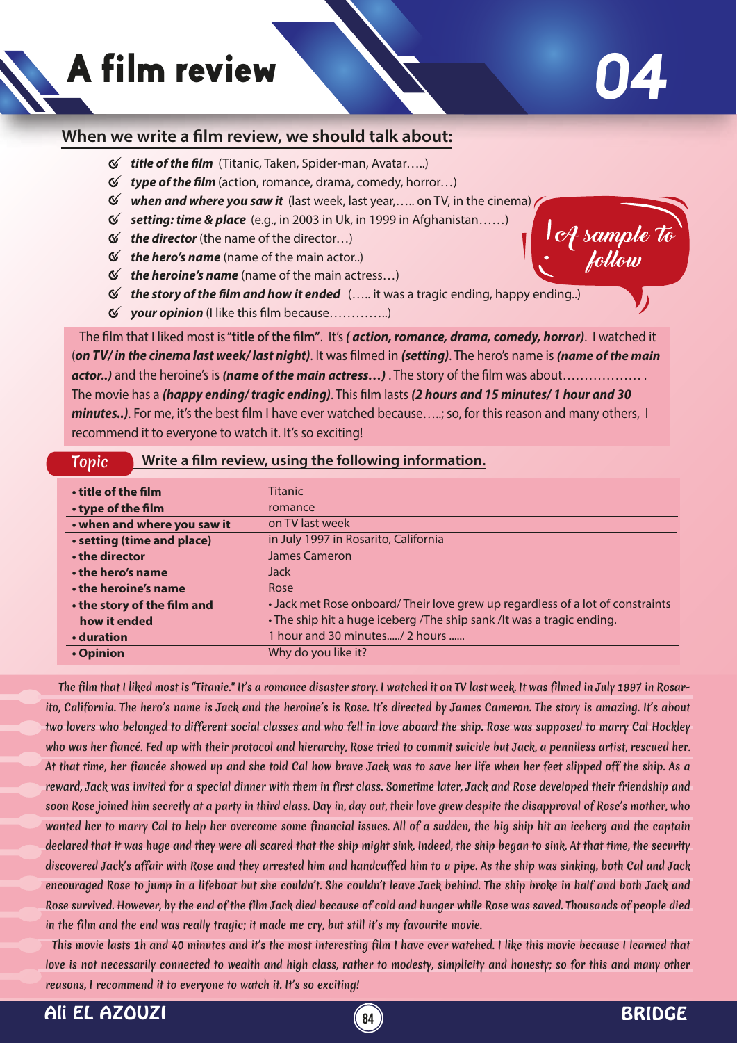# A film review

04

## When we write a film review, we should talk about:

- ***title of the film*** (Titanic, Taken, Spider-man, Avatar…..)
- ***type of the film*** (action, romance, drama, comedy, horror…)
- ***when and where you saw it*** (last week, last year,….. on TV, in the cinema)
- ***setting: time & place*** (e.g., in 2003 in Uk, in 1999 in Afghanistan……)
- ***the director*** (the name of the director…)
- ***the hero's name*** (name of the main actor..)
- ***the heroine's name*** (name of the main actress…)
- ***the story of the film and how it ended*** (….. it was a tragic ending, happy ending..)
- ***your opinion*** (I like this film because…………..)

*A sample to follow*

The film that I liked most is "**title of the film**". It's ***( action, romance, drama, comedy, horror)***. I watched it (***on TV/ in the cinema last week/ last night)***. It was filmed in ***(setting)***. The hero's name is ***(name of the main actor..)*** and the heroine's is ***(name of the main actress…)*** . The story of the film was about………………. . The movie has a ***(happy ending/ tragic ending)***. This film lasts ***(2 hours and 15 minutes/ 1 hour and 30 minutes..)***. For me, it's the best film I have ever watched because…..; so, for this reason and many others, I recommend it to everyone to watch it. It's so exciting!

**Topic** — **Write a film review, using the following information.**

| | |
|---|---|
| **• title of the film** | Titanic |
| **• type of the film** | romance |
| **• when and where you saw it** | on TV last week |
| **• setting (time and place)** | in July 1997 in Rosarito, California |
| **• the director** | James Cameron |
| **• the hero's name** | Jack |
| **• the heroine's name** | Rose |
| **• the story of the film and how it ended** | • Jack met Rose onboard/ Their love grew up regardless of a lot of constraints<br>• The ship hit a huge iceberg /The ship sank /It was a tragic ending. |
| **• duration** | 1 hour and 30 minutes...../ 2 hours ...... |
| **• Opinion** | Why do you like it? |

*The film that I liked most is "Titanic." It's a romance disaster story. I watched it on TV last week. It was filmed in July 1997 in Rosarito, California. The hero's name is Jack and the heroine's is Rose. It's directed by James Cameron. The story is amazing. It's about two lovers who belonged to different social classes and who fell in love aboard the ship. Rose was supposed to marry Cal Hockley who was her fiancé. Fed up with their protocol and hierarchy, Rose tried to commit suicide but Jack, a penniless artist, rescued her. At that time, her fiancée showed up and she told Cal how brave Jack was to save her life when her feet slipped off the ship. As a reward, Jack was invited for a special dinner with them in first class. Sometime later, Jack and Rose developed their friendship and soon Rose joined him secretly at a party in third class. Day in, day out, their love grew despite the disapproval of Rose's mother, who wanted her to marry Cal to help her overcome some financial issues. All of a sudden, the big ship hit an iceberg and the captain declared that it was huge and they were all scared that the ship might sink. Indeed, the ship began to sink. At that time, the security discovered Jack's affair with Rose and they arrested him and handcuffed him to a pipe. As the ship was sinking, both Cal and Jack encouraged Rose to jump in a lifeboat but she couldn't. She couldn't leave Jack behind. The ship broke in half and both Jack and Rose survived. However, by the end of the film Jack died because of cold and hunger while Rose was saved. Thousands of people died in the film and the end was really tragic; it made me cry, but still it's my favourite movie.*

*This movie lasts 1h and 40 minutes and it's the most interesting film I have ever watched. I like this movie because I learned that love is not necessarily connected to wealth and high class, rather to modesty, simplicity and honesty; so for this and many other reasons, I recommend it to everyone to watch it. It's so exciting!*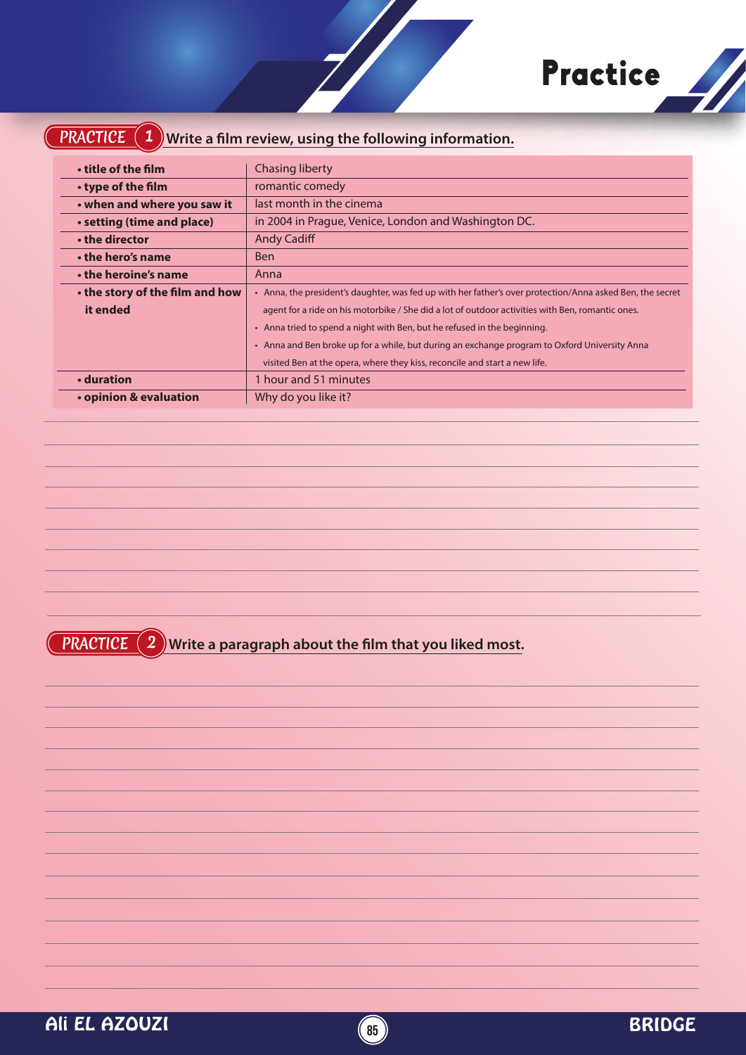# Practice

## PRACTICE 1 Write a film review, using the following information.

| | |
|---|---|
| • title of the film | Chasing liberty |
| • type of the film | romantic comedy |
| • when and where you saw it | last month in the cinema |
| • setting (time and place) | in 2004 in Prague, Venice, London and Washington DC. |
| • the director | Andy Cadiff |
| • the hero's name | Ben |
| • the heroine's name | Anna |
| • the story of the film and how it ended | • Anna, the president's daughter, was fed up with her father's over protection/Anna asked Ben, the secret agent for a ride on his motorbike / She did a lot of outdoor activities with Ben, romantic ones. • Anna tried to spend a night with Ben, but he refused in the beginning. • Anna and Ben broke up for a while, but during an exchange program to Oxford University Anna visited Ben at the opera, where they kiss, reconcile and start a new life. |
| • duration | 1 hour and 51 minutes |
| • opinion & evaluation | Why do you like it? |

## PRACTICE 2 Write a paragraph about the film that you liked most.